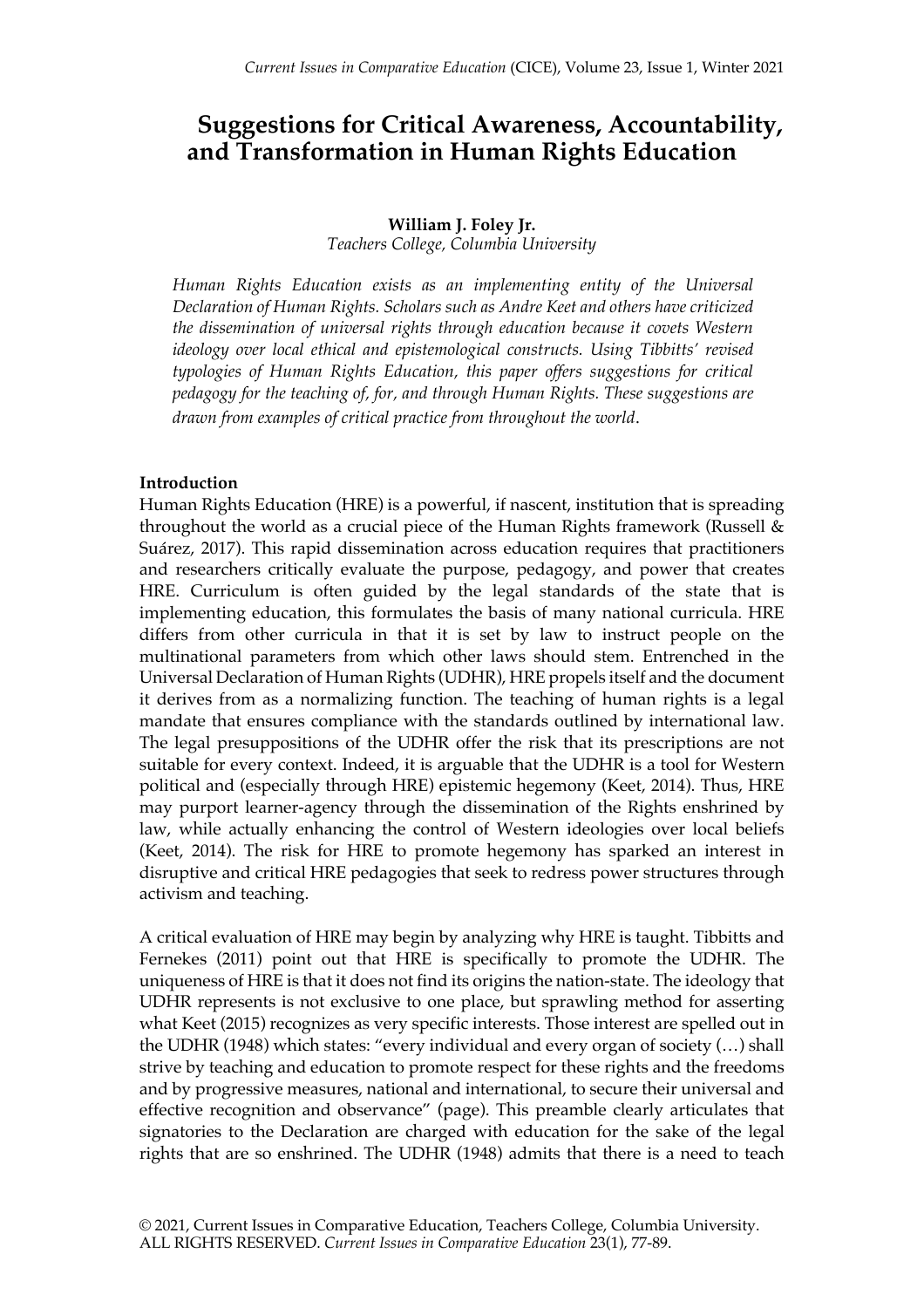# Suggestions for Critical Awareness, Accountability, and Transformation in Human Rights Education

**William J. Foley Jr.**
*Teachers College, Columbia University*

*Human Rights Education exists as an implementing entity of the Universal Declaration of Human Rights. Scholars such as Andre Keet and others have criticized the dissemination of universal rights through education because it covets Western ideology over local ethical and epistemological constructs. Using Tibbitts' revised typologies of Human Rights Education, this paper offers suggestions for critical pedagogy for the teaching of, for, and through Human Rights. These suggestions are drawn from examples of critical practice from throughout the world.*

**Introduction**

Human Rights Education (HRE) is a powerful, if nascent, institution that is spreading throughout the world as a crucial piece of the Human Rights framework (Russell & Suárez, 2017). This rapid dissemination across education requires that practitioners and researchers critically evaluate the purpose, pedagogy, and power that creates HRE. Curriculum is often guided by the legal standards of the state that is implementing education, this formulates the basis of many national curricula. HRE differs from other curricula in that it is set by law to instruct people on the multinational parameters from which other laws should stem. Entrenched in the Universal Declaration of Human Rights (UDHR), HRE propels itself and the document it derives from as a normalizing function. The teaching of human rights is a legal mandate that ensures compliance with the standards outlined by international law. The legal presuppositions of the UDHR offer the risk that its prescriptions are not suitable for every context. Indeed, it is arguable that the UDHR is a tool for Western political and (especially through HRE) epistemic hegemony (Keet, 2014). Thus, HRE may purport learner-agency through the dissemination of the Rights enshrined by law, while actually enhancing the control of Western ideologies over local beliefs (Keet, 2014). The risk for HRE to promote hegemony has sparked an interest in disruptive and critical HRE pedagogies that seek to redress power structures through activism and teaching.

A critical evaluation of HRE may begin by analyzing why HRE is taught. Tibbitts and Fernekes (2011) point out that HRE is specifically to promote the UDHR. The uniqueness of HRE is that it does not find its origins the nation-state. The ideology that UDHR represents is not exclusive to one place, but sprawling method for asserting what Keet (2015) recognizes as very specific interests. Those interest are spelled out in the UDHR (1948) which states: "every individual and every organ of society (…) shall strive by teaching and education to promote respect for these rights and the freedoms and by progressive measures, national and international, to secure their universal and effective recognition and observance" (page). This preamble clearly articulates that signatories to the Declaration are charged with education for the sake of the legal rights that are so enshrined. The UDHR (1948) admits that there is a need to teach

© 2021, Current Issues in Comparative Education, Teachers College, Columbia University. ALL RIGHTS RESERVED. *Current Issues in Comparative Education* 23(1), 77-89.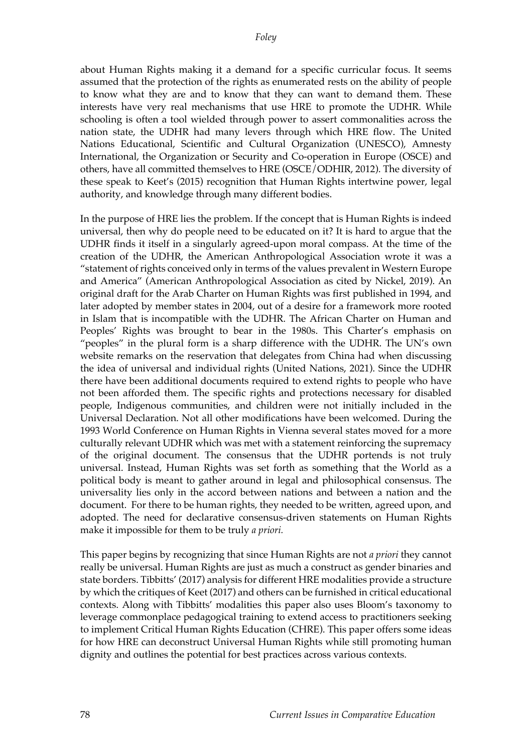about Human Rights making it a demand for a specific curricular focus. It seems assumed that the protection of the rights as enumerated rests on the ability of people to know what they are and to know that they can want to demand them. These interests have very real mechanisms that use HRE to promote the UDHR. While schooling is often a tool wielded through power to assert commonalities across the nation state, the UDHR had many levers through which HRE flow. The United Nations Educational, Scientific and Cultural Organization (UNESCO), Amnesty International, the Organization or Security and Co-operation in Europe (OSCE) and others, have all committed themselves to HRE (OSCE/ODHIR, 2012). The diversity of these speak to Keet's (2015) recognition that Human Rights intertwine power, legal authority, and knowledge through many different bodies.

In the purpose of HRE lies the problem. If the concept that is Human Rights is indeed universal, then why do people need to be educated on it? It is hard to argue that the UDHR finds it itself in a singularly agreed-upon moral compass. At the time of the creation of the UDHR, the American Anthropological Association wrote it was a "statement of rights conceived only in terms of the values prevalent in Western Europe and America" (American Anthropological Association as cited by Nickel, 2019). An original draft for the Arab Charter on Human Rights was first published in 1994, and later adopted by member states in 2004, out of a desire for a framework more rooted in Islam that is incompatible with the UDHR. The African Charter on Human and Peoples' Rights was brought to bear in the 1980s. This Charter's emphasis on "peoples" in the plural form is a sharp difference with the UDHR. The UN's own website remarks on the reservation that delegates from China had when discussing the idea of universal and individual rights (United Nations, 2021). Since the UDHR there have been additional documents required to extend rights to people who have not been afforded them. The specific rights and protections necessary for disabled people, Indigenous communities, and children were not initially included in the Universal Declaration. Not all other modifications have been welcomed. During the 1993 World Conference on Human Rights in Vienna several states moved for a more culturally relevant UDHR which was met with a statement reinforcing the supremacy of the original document. The consensus that the UDHR portends is not truly universal. Instead, Human Rights was set forth as something that the World as a political body is meant to gather around in legal and philosophical consensus. The universality lies only in the accord between nations and between a nation and the document. For there to be human rights, they needed to be written, agreed upon, and adopted. The need for declarative consensus-driven statements on Human Rights make it impossible for them to be truly *a priori.*

This paper begins by recognizing that since Human Rights are not *a priori* they cannot really be universal. Human Rights are just as much a construct as gender binaries and state borders. Tibbitts' (2017) analysis for different HRE modalities provide a structure by which the critiques of Keet (2017) and others can be furnished in critical educational contexts. Along with Tibbitts' modalities this paper also uses Bloom's taxonomy to leverage commonplace pedagogical training to extend access to practitioners seeking to implement Critical Human Rights Education (CHRE). This paper offers some ideas for how HRE can deconstruct Universal Human Rights while still promoting human dignity and outlines the potential for best practices across various contexts.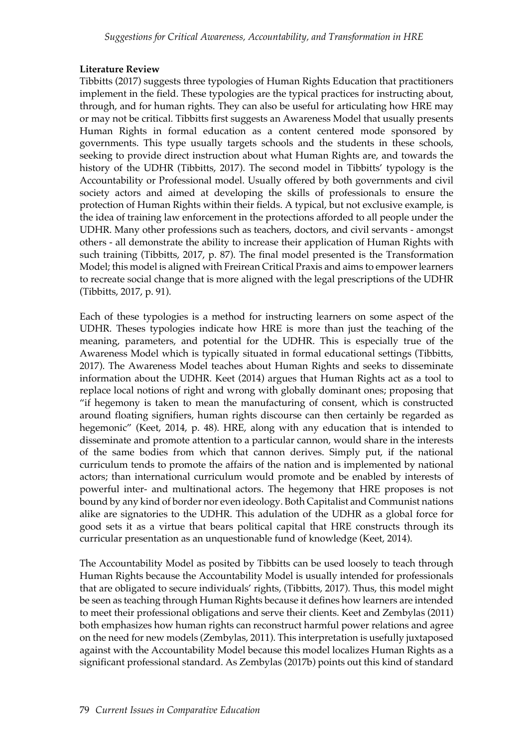**Literature Review**

Tibbitts (2017) suggests three typologies of Human Rights Education that practitioners implement in the field. These typologies are the typical practices for instructing about, through, and for human rights. They can also be useful for articulating how HRE may or may not be critical. Tibbitts first suggests an Awareness Model that usually presents Human Rights in formal education as a content centered mode sponsored by governments. This type usually targets schools and the students in these schools, seeking to provide direct instruction about what Human Rights are, and towards the history of the UDHR (Tibbitts, 2017). The second model in Tibbitts' typology is the Accountability or Professional model. Usually offered by both governments and civil society actors and aimed at developing the skills of professionals to ensure the protection of Human Rights within their fields. A typical, but not exclusive example, is the idea of training law enforcement in the protections afforded to all people under the UDHR. Many other professions such as teachers, doctors, and civil servants - amongst others - all demonstrate the ability to increase their application of Human Rights with such training (Tibbitts, 2017, p. 87). The final model presented is the Transformation Model; this model is aligned with Freirean Critical Praxis and aims to empower learners to recreate social change that is more aligned with the legal prescriptions of the UDHR (Tibbitts, 2017, p. 91).

Each of these typologies is a method for instructing learners on some aspect of the UDHR. Theses typologies indicate how HRE is more than just the teaching of the meaning, parameters, and potential for the UDHR. This is especially true of the Awareness Model which is typically situated in formal educational settings (Tibbitts, 2017). The Awareness Model teaches about Human Rights and seeks to disseminate information about the UDHR. Keet (2014) argues that Human Rights act as a tool to replace local notions of right and wrong with globally dominant ones; proposing that "if hegemony is taken to mean the manufacturing of consent, which is constructed around floating signifiers, human rights discourse can then certainly be regarded as hegemonic" (Keet, 2014, p. 48). HRE, along with any education that is intended to disseminate and promote attention to a particular cannon, would share in the interests of the same bodies from which that cannon derives. Simply put, if the national curriculum tends to promote the affairs of the nation and is implemented by national actors; than international curriculum would promote and be enabled by interests of powerful inter- and multinational actors. The hegemony that HRE proposes is not bound by any kind of border nor even ideology. Both Capitalist and Communist nations alike are signatories to the UDHR. This adulation of the UDHR as a global force for good sets it as a virtue that bears political capital that HRE constructs through its curricular presentation as an unquestionable fund of knowledge (Keet, 2014).

The Accountability Model as posited by Tibbitts can be used loosely to teach through Human Rights because the Accountability Model is usually intended for professionals that are obligated to secure individuals' rights, (Tibbitts, 2017). Thus, this model might be seen as teaching through Human Rights because it defines how learners are intended to meet their professional obligations and serve their clients. Keet and Zembylas (2011) both emphasizes how human rights can reconstruct harmful power relations and agree on the need for new models (Zembylas, 2011). This interpretation is usefully juxtaposed against with the Accountability Model because this model localizes Human Rights as a significant professional standard. As Zembylas (2017b) points out this kind of standard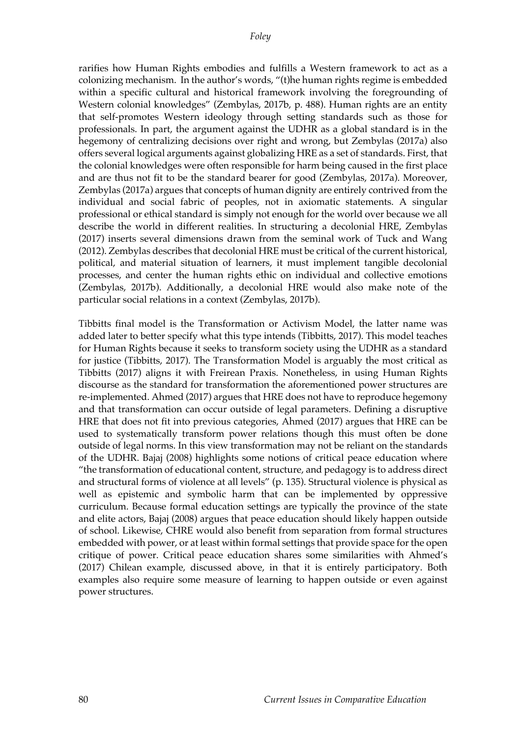rarifies how Human Rights embodies and fulfills a Western framework to act as a colonizing mechanism. In the author's words, "(t)he human rights regime is embedded within a specific cultural and historical framework involving the foregrounding of Western colonial knowledges" (Zembylas, 2017b, p. 488). Human rights are an entity that self-promotes Western ideology through setting standards such as those for professionals. In part, the argument against the UDHR as a global standard is in the hegemony of centralizing decisions over right and wrong, but Zembylas (2017a) also offers several logical arguments against globalizing HRE as a set of standards. First, that the colonial knowledges were often responsible for harm being caused in the first place and are thus not fit to be the standard bearer for good (Zembylas, 2017a). Moreover, Zembylas (2017a) argues that concepts of human dignity are entirely contrived from the individual and social fabric of peoples, not in axiomatic statements. A singular professional or ethical standard is simply not enough for the world over because we all describe the world in different realities. In structuring a decolonial HRE, Zembylas (2017) inserts several dimensions drawn from the seminal work of Tuck and Wang (2012). Zembylas describes that decolonial HRE must be critical of the current historical, political, and material situation of learners, it must implement tangible decolonial processes, and center the human rights ethic on individual and collective emotions (Zembylas, 2017b). Additionally, a decolonial HRE would also make note of the particular social relations in a context (Zembylas, 2017b).

Tibbitts final model is the Transformation or Activism Model, the latter name was added later to better specify what this type intends (Tibbitts, 2017). This model teaches for Human Rights because it seeks to transform society using the UDHR as a standard for justice (Tibbitts, 2017). The Transformation Model is arguably the most critical as Tibbitts (2017) aligns it with Freirean Praxis. Nonetheless, in using Human Rights discourse as the standard for transformation the aforementioned power structures are re-implemented. Ahmed (2017) argues that HRE does not have to reproduce hegemony and that transformation can occur outside of legal parameters. Defining a disruptive HRE that does not fit into previous categories, Ahmed (2017) argues that HRE can be used to systematically transform power relations though this must often be done outside of legal norms. In this view transformation may not be reliant on the standards of the UDHR. Bajaj (2008) highlights some notions of critical peace education where "the transformation of educational content, structure, and pedagogy is to address direct and structural forms of violence at all levels" (p. 135). Structural violence is physical as well as epistemic and symbolic harm that can be implemented by oppressive curriculum. Because formal education settings are typically the province of the state and elite actors, Bajaj (2008) argues that peace education should likely happen outside of school. Likewise, CHRE would also benefit from separation from formal structures embedded with power, or at least within formal settings that provide space for the open critique of power. Critical peace education shares some similarities with Ahmed's (2017) Chilean example, discussed above, in that it is entirely participatory. Both examples also require some measure of learning to happen outside or even against power structures.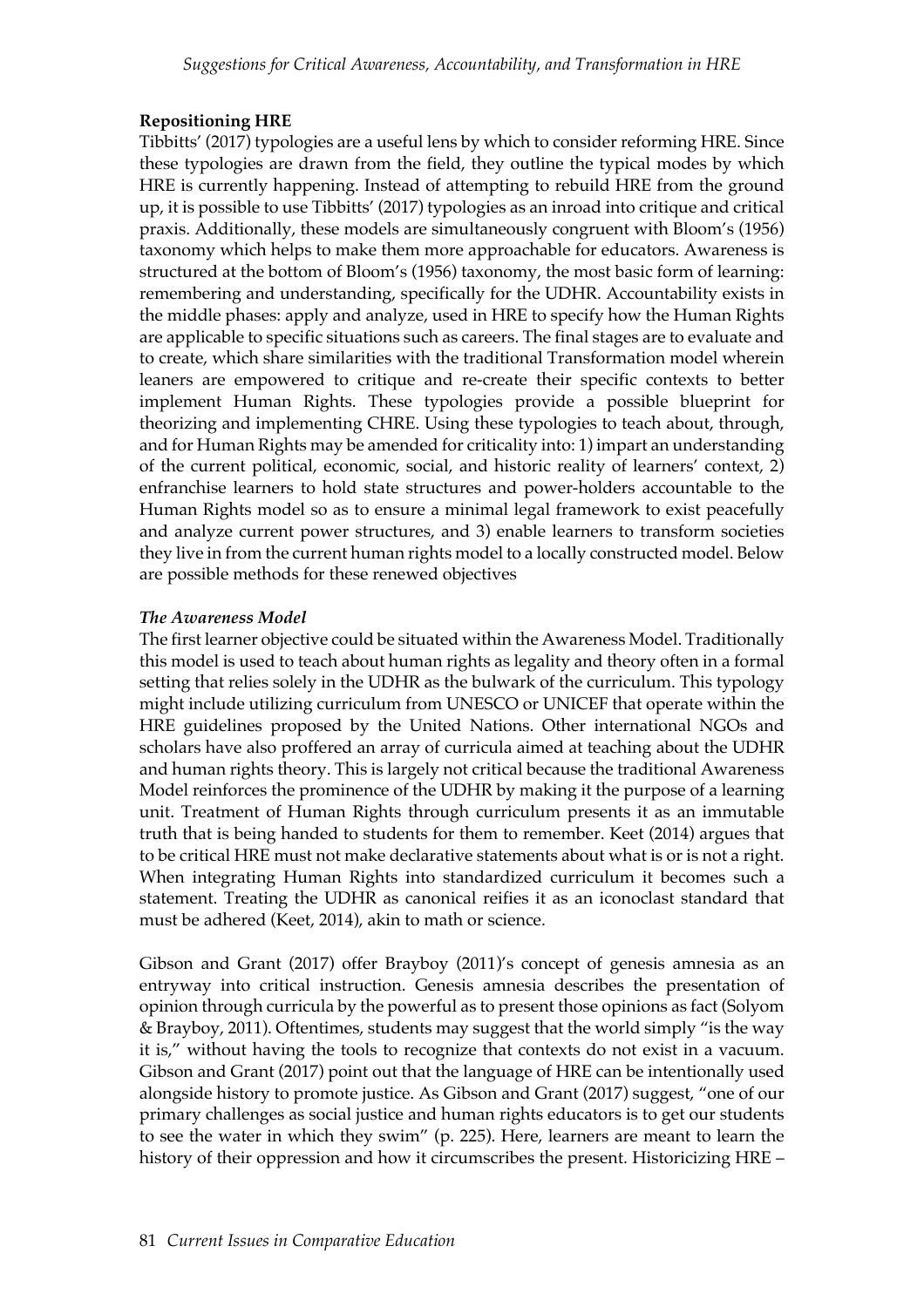**Repositioning HRE**

Tibbitts' (2017) typologies are a useful lens by which to consider reforming HRE. Since these typologies are drawn from the field, they outline the typical modes by which HRE is currently happening. Instead of attempting to rebuild HRE from the ground up, it is possible to use Tibbitts' (2017) typologies as an inroad into critique and critical praxis. Additionally, these models are simultaneously congruent with Bloom's (1956) taxonomy which helps to make them more approachable for educators. Awareness is structured at the bottom of Bloom's (1956) taxonomy, the most basic form of learning: remembering and understanding, specifically for the UDHR. Accountability exists in the middle phases: apply and analyze, used in HRE to specify how the Human Rights are applicable to specific situations such as careers. The final stages are to evaluate and to create, which share similarities with the traditional Transformation model wherein leaners are empowered to critique and re-create their specific contexts to better implement Human Rights. These typologies provide a possible blueprint for theorizing and implementing CHRE. Using these typologies to teach about, through, and for Human Rights may be amended for criticality into: 1) impart an understanding of the current political, economic, social, and historic reality of learners' context, 2) enfranchise learners to hold state structures and power-holders accountable to the Human Rights model so as to ensure a minimal legal framework to exist peacefully and analyze current power structures, and 3) enable learners to transform societies they live in from the current human rights model to a locally constructed model. Below are possible methods for these renewed objectives

***The Awareness Model***

The first learner objective could be situated within the Awareness Model. Traditionally this model is used to teach about human rights as legality and theory often in a formal setting that relies solely in the UDHR as the bulwark of the curriculum. This typology might include utilizing curriculum from UNESCO or UNICEF that operate within the HRE guidelines proposed by the United Nations. Other international NGOs and scholars have also proffered an array of curricula aimed at teaching about the UDHR and human rights theory. This is largely not critical because the traditional Awareness Model reinforces the prominence of the UDHR by making it the purpose of a learning unit. Treatment of Human Rights through curriculum presents it as an immutable truth that is being handed to students for them to remember. Keet (2014) argues that to be critical HRE must not make declarative statements about what is or is not a right. When integrating Human Rights into standardized curriculum it becomes such a statement. Treating the UDHR as canonical reifies it as an iconoclast standard that must be adhered (Keet, 2014), akin to math or science.

Gibson and Grant (2017) offer Brayboy (2011)'s concept of genesis amnesia as an entryway into critical instruction. Genesis amnesia describes the presentation of opinion through curricula by the powerful as to present those opinions as fact (Solyom & Brayboy, 2011). Oftentimes, students may suggest that the world simply "is the way it is," without having the tools to recognize that contexts do not exist in a vacuum. Gibson and Grant (2017) point out that the language of HRE can be intentionally used alongside history to promote justice. As Gibson and Grant (2017) suggest, "one of our primary challenges as social justice and human rights educators is to get our students to see the water in which they swim" (p. 225). Here, learners are meant to learn the history of their oppression and how it circumscribes the present. Historicizing HRE –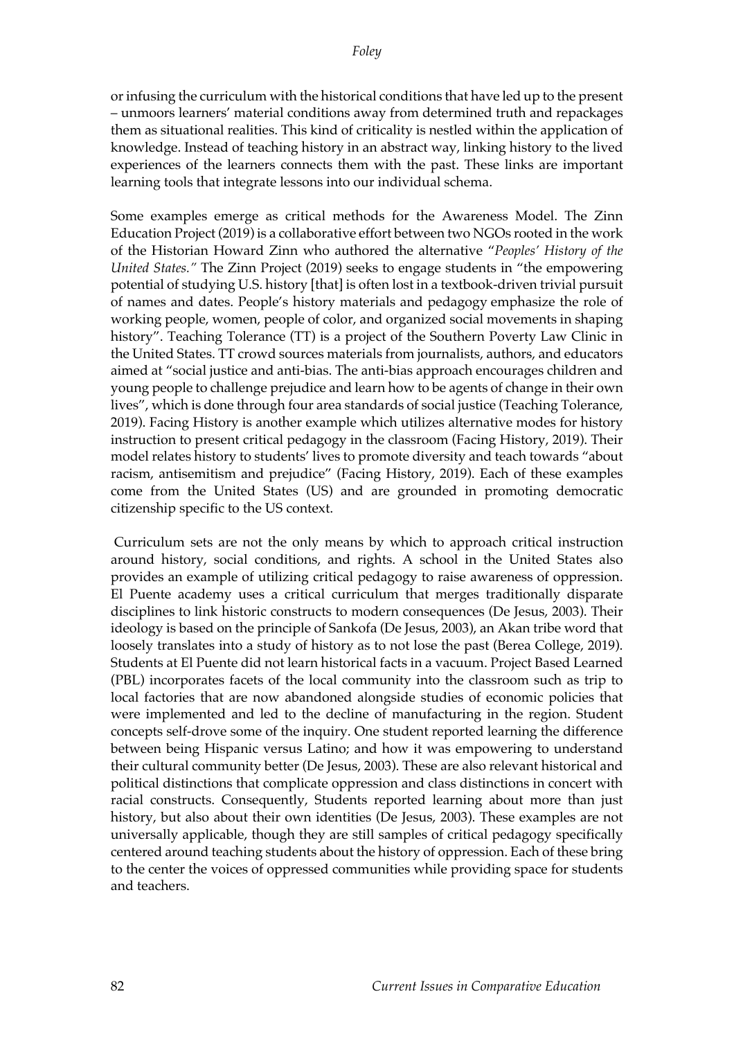or infusing the curriculum with the historical conditions that have led up to the present – unmoors learners' material conditions away from determined truth and repackages them as situational realities. This kind of criticality is nestled within the application of knowledge. Instead of teaching history in an abstract way, linking history to the lived experiences of the learners connects them with the past. These links are important learning tools that integrate lessons into our individual schema.

Some examples emerge as critical methods for the Awareness Model. The Zinn Education Project (2019) is a collaborative effort between two NGOs rooted in the work of the Historian Howard Zinn who authored the alternative "*Peoples' History of the United States.*" The Zinn Project (2019) seeks to engage students in "the empowering potential of studying U.S. history [that] is often lost in a textbook-driven trivial pursuit of names and dates. People's history materials and pedagogy emphasize the role of working people, women, people of color, and organized social movements in shaping history". Teaching Tolerance (TT) is a project of the Southern Poverty Law Clinic in the United States. TT crowd sources materials from journalists, authors, and educators aimed at "social justice and anti-bias. The anti-bias approach encourages children and young people to challenge prejudice and learn how to be agents of change in their own lives", which is done through four area standards of social justice (Teaching Tolerance, 2019). Facing History is another example which utilizes alternative modes for history instruction to present critical pedagogy in the classroom (Facing History, 2019). Their model relates history to students' lives to promote diversity and teach towards "about racism, antisemitism and prejudice" (Facing History, 2019). Each of these examples come from the United States (US) and are grounded in promoting democratic citizenship specific to the US context.

Curriculum sets are not the only means by which to approach critical instruction around history, social conditions, and rights. A school in the United States also provides an example of utilizing critical pedagogy to raise awareness of oppression. El Puente academy uses a critical curriculum that merges traditionally disparate disciplines to link historic constructs to modern consequences (De Jesus, 2003). Their ideology is based on the principle of Sankofa (De Jesus, 2003), an Akan tribe word that loosely translates into a study of history as to not lose the past (Berea College, 2019). Students at El Puente did not learn historical facts in a vacuum. Project Based Learned (PBL) incorporates facets of the local community into the classroom such as trip to local factories that are now abandoned alongside studies of economic policies that were implemented and led to the decline of manufacturing in the region. Student concepts self-drove some of the inquiry. One student reported learning the difference between being Hispanic versus Latino; and how it was empowering to understand their cultural community better (De Jesus, 2003). These are also relevant historical and political distinctions that complicate oppression and class distinctions in concert with racial constructs. Consequently, Students reported learning about more than just history, but also about their own identities (De Jesus, 2003). These examples are not universally applicable, though they are still samples of critical pedagogy specifically centered around teaching students about the history of oppression. Each of these bring to the center the voices of oppressed communities while providing space for students and teachers.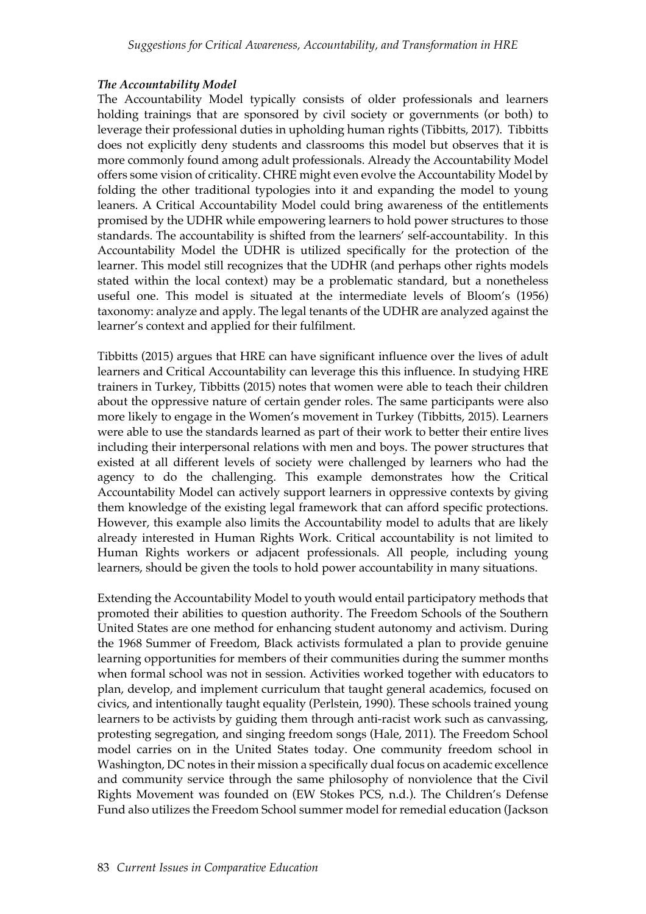### *The Accountability Model*

The Accountability Model typically consists of older professionals and learners holding trainings that are sponsored by civil society or governments (or both) to leverage their professional duties in upholding human rights (Tibbitts, 2017). Tibbitts does not explicitly deny students and classrooms this model but observes that it is more commonly found among adult professionals. Already the Accountability Model offers some vision of criticality. CHRE might even evolve the Accountability Model by folding the other traditional typologies into it and expanding the model to young leaners. A Critical Accountability Model could bring awareness of the entitlements promised by the UDHR while empowering learners to hold power structures to those standards. The accountability is shifted from the learners' self-accountability. In this Accountability Model the UDHR is utilized specifically for the protection of the learner. This model still recognizes that the UDHR (and perhaps other rights models stated within the local context) may be a problematic standard, but a nonetheless useful one. This model is situated at the intermediate levels of Bloom's (1956) taxonomy: analyze and apply. The legal tenants of the UDHR are analyzed against the learner's context and applied for their fulfilment.

Tibbitts (2015) argues that HRE can have significant influence over the lives of adult learners and Critical Accountability can leverage this this influence. In studying HRE trainers in Turkey, Tibbitts (2015) notes that women were able to teach their children about the oppressive nature of certain gender roles. The same participants were also more likely to engage in the Women's movement in Turkey (Tibbitts, 2015). Learners were able to use the standards learned as part of their work to better their entire lives including their interpersonal relations with men and boys. The power structures that existed at all different levels of society were challenged by learners who had the agency to do the challenging. This example demonstrates how the Critical Accountability Model can actively support learners in oppressive contexts by giving them knowledge of the existing legal framework that can afford specific protections. However, this example also limits the Accountability model to adults that are likely already interested in Human Rights Work. Critical accountability is not limited to Human Rights workers or adjacent professionals. All people, including young learners, should be given the tools to hold power accountability in many situations.

Extending the Accountability Model to youth would entail participatory methods that promoted their abilities to question authority. The Freedom Schools of the Southern United States are one method for enhancing student autonomy and activism. During the 1968 Summer of Freedom, Black activists formulated a plan to provide genuine learning opportunities for members of their communities during the summer months when formal school was not in session. Activities worked together with educators to plan, develop, and implement curriculum that taught general academics, focused on civics, and intentionally taught equality (Perlstein, 1990). These schools trained young learners to be activists by guiding them through anti-racist work such as canvassing, protesting segregation, and singing freedom songs (Hale, 2011). The Freedom School model carries on in the United States today. One community freedom school in Washington, DC notes in their mission a specifically dual focus on academic excellence and community service through the same philosophy of nonviolence that the Civil Rights Movement was founded on (EW Stokes PCS, n.d.). The Children's Defense Fund also utilizes the Freedom School summer model for remedial education (Jackson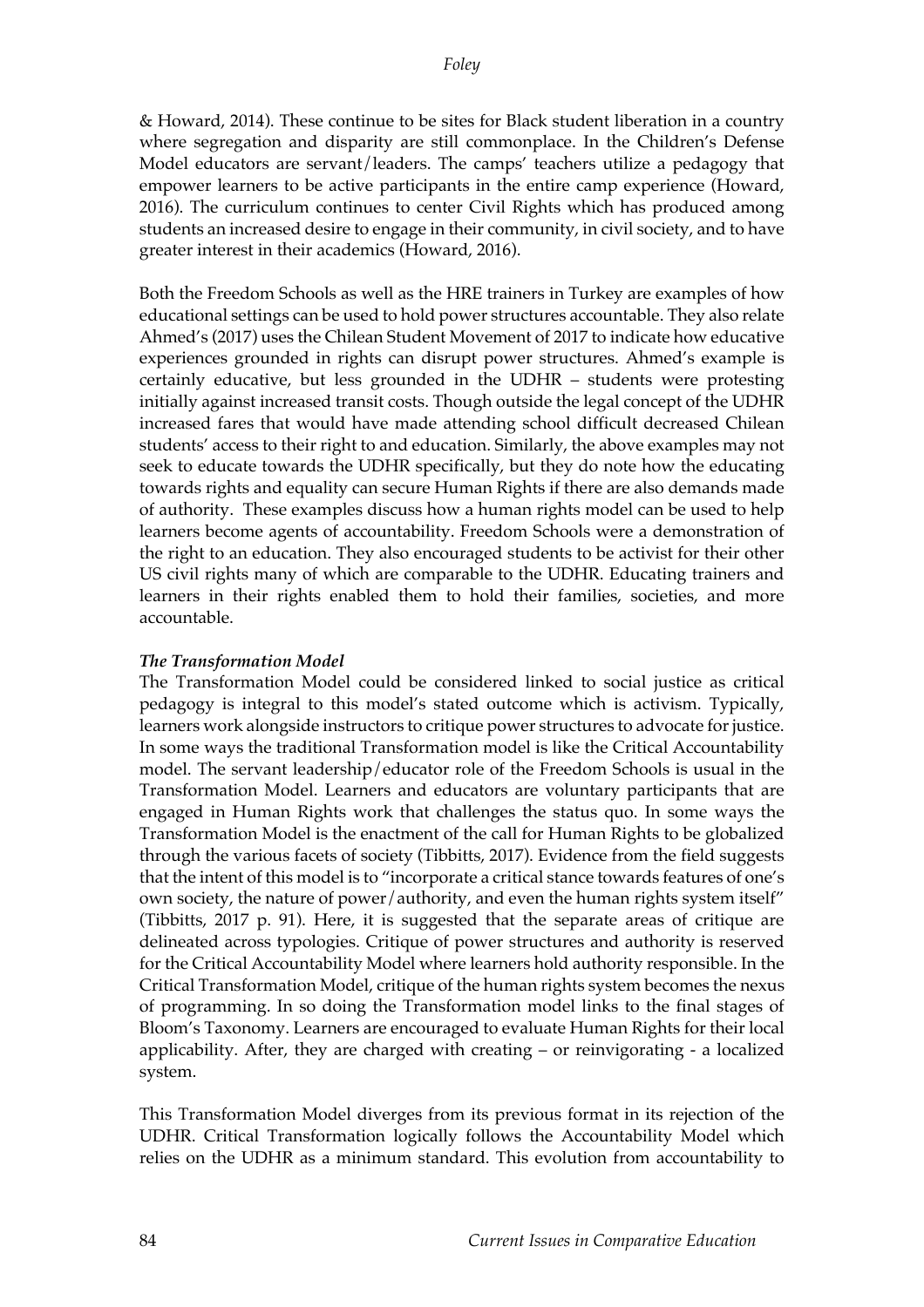& Howard, 2014). These continue to be sites for Black student liberation in a country where segregation and disparity are still commonplace. In the Children's Defense Model educators are servant/leaders. The camps' teachers utilize a pedagogy that empower learners to be active participants in the entire camp experience (Howard, 2016). The curriculum continues to center Civil Rights which has produced among students an increased desire to engage in their community, in civil society, and to have greater interest in their academics (Howard, 2016).

Both the Freedom Schools as well as the HRE trainers in Turkey are examples of how educational settings can be used to hold power structures accountable. They also relate Ahmed's (2017) uses the Chilean Student Movement of 2017 to indicate how educative experiences grounded in rights can disrupt power structures. Ahmed's example is certainly educative, but less grounded in the UDHR – students were protesting initially against increased transit costs. Though outside the legal concept of the UDHR increased fares that would have made attending school difficult decreased Chilean students' access to their right to and education. Similarly, the above examples may not seek to educate towards the UDHR specifically, but they do note how the educating towards rights and equality can secure Human Rights if there are also demands made of authority. These examples discuss how a human rights model can be used to help learners become agents of accountability. Freedom Schools were a demonstration of the right to an education. They also encouraged students to be activist for their other US civil rights many of which are comparable to the UDHR. Educating trainers and learners in their rights enabled them to hold their families, societies, and more accountable.

***The Transformation Model***

The Transformation Model could be considered linked to social justice as critical pedagogy is integral to this model's stated outcome which is activism. Typically, learners work alongside instructors to critique power structures to advocate for justice. In some ways the traditional Transformation model is like the Critical Accountability model. The servant leadership/educator role of the Freedom Schools is usual in the Transformation Model. Learners and educators are voluntary participants that are engaged in Human Rights work that challenges the status quo. In some ways the Transformation Model is the enactment of the call for Human Rights to be globalized through the various facets of society (Tibbitts, 2017). Evidence from the field suggests that the intent of this model is to "incorporate a critical stance towards features of one's own society, the nature of power/authority, and even the human rights system itself" (Tibbitts, 2017 p. 91). Here, it is suggested that the separate areas of critique are delineated across typologies. Critique of power structures and authority is reserved for the Critical Accountability Model where learners hold authority responsible. In the Critical Transformation Model, critique of the human rights system becomes the nexus of programming. In so doing the Transformation model links to the final stages of Bloom's Taxonomy. Learners are encouraged to evaluate Human Rights for their local applicability. After, they are charged with creating – or reinvigorating - a localized system.

This Transformation Model diverges from its previous format in its rejection of the UDHR. Critical Transformation logically follows the Accountability Model which relies on the UDHR as a minimum standard. This evolution from accountability to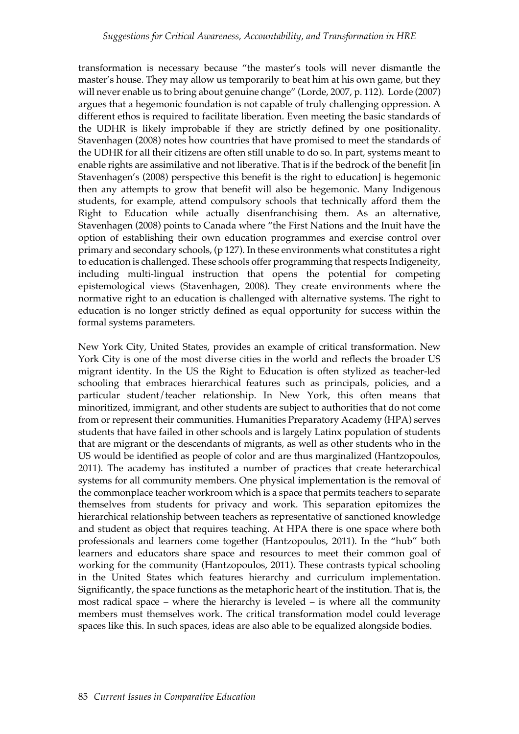transformation is necessary because "the master's tools will never dismantle the master's house. They may allow us temporarily to beat him at his own game, but they will never enable us to bring about genuine change" (Lorde, 2007, p. 112). Lorde (2007) argues that a hegemonic foundation is not capable of truly challenging oppression. A different ethos is required to facilitate liberation. Even meeting the basic standards of the UDHR is likely improbable if they are strictly defined by one positionality. Stavenhagen (2008) notes how countries that have promised to meet the standards of the UDHR for all their citizens are often still unable to do so. In part, systems meant to enable rights are assimilative and not liberative. That is if the bedrock of the benefit [in Stavenhagen's (2008) perspective this benefit is the right to education] is hegemonic then any attempts to grow that benefit will also be hegemonic. Many Indigenous students, for example, attend compulsory schools that technically afford them the Right to Education while actually disenfranchising them. As an alternative, Stavenhagen (2008) points to Canada where "the First Nations and the Inuit have the option of establishing their own education programmes and exercise control over primary and secondary schools, (p 127). In these environments what constitutes a right to education is challenged. These schools offer programming that respects Indigeneity, including multi-lingual instruction that opens the potential for competing epistemological views (Stavenhagen, 2008). They create environments where the normative right to an education is challenged with alternative systems. The right to education is no longer strictly defined as equal opportunity for success within the formal systems parameters.

New York City, United States, provides an example of critical transformation. New York City is one of the most diverse cities in the world and reflects the broader US migrant identity. In the US the Right to Education is often stylized as teacher-led schooling that embraces hierarchical features such as principals, policies, and a particular student/teacher relationship. In New York, this often means that minoritized, immigrant, and other students are subject to authorities that do not come from or represent their communities. Humanities Preparatory Academy (HPA) serves students that have failed in other schools and is largely Latinx population of students that are migrant or the descendants of migrants, as well as other students who in the US would be identified as people of color and are thus marginalized (Hantzopoulos, 2011). The academy has instituted a number of practices that create heterarchical systems for all community members. One physical implementation is the removal of the commonplace teacher workroom which is a space that permits teachers to separate themselves from students for privacy and work. This separation epitomizes the hierarchical relationship between teachers as representative of sanctioned knowledge and student as object that requires teaching. At HPA there is one space where both professionals and learners come together (Hantzopoulos, 2011). In the "hub" both learners and educators share space and resources to meet their common goal of working for the community (Hantzopoulos, 2011). These contrasts typical schooling in the United States which features hierarchy and curriculum implementation. Significantly, the space functions as the metaphoric heart of the institution. That is, the most radical space – where the hierarchy is leveled – is where all the community members must themselves work. The critical transformation model could leverage spaces like this. In such spaces, ideas are also able to be equalized alongside bodies.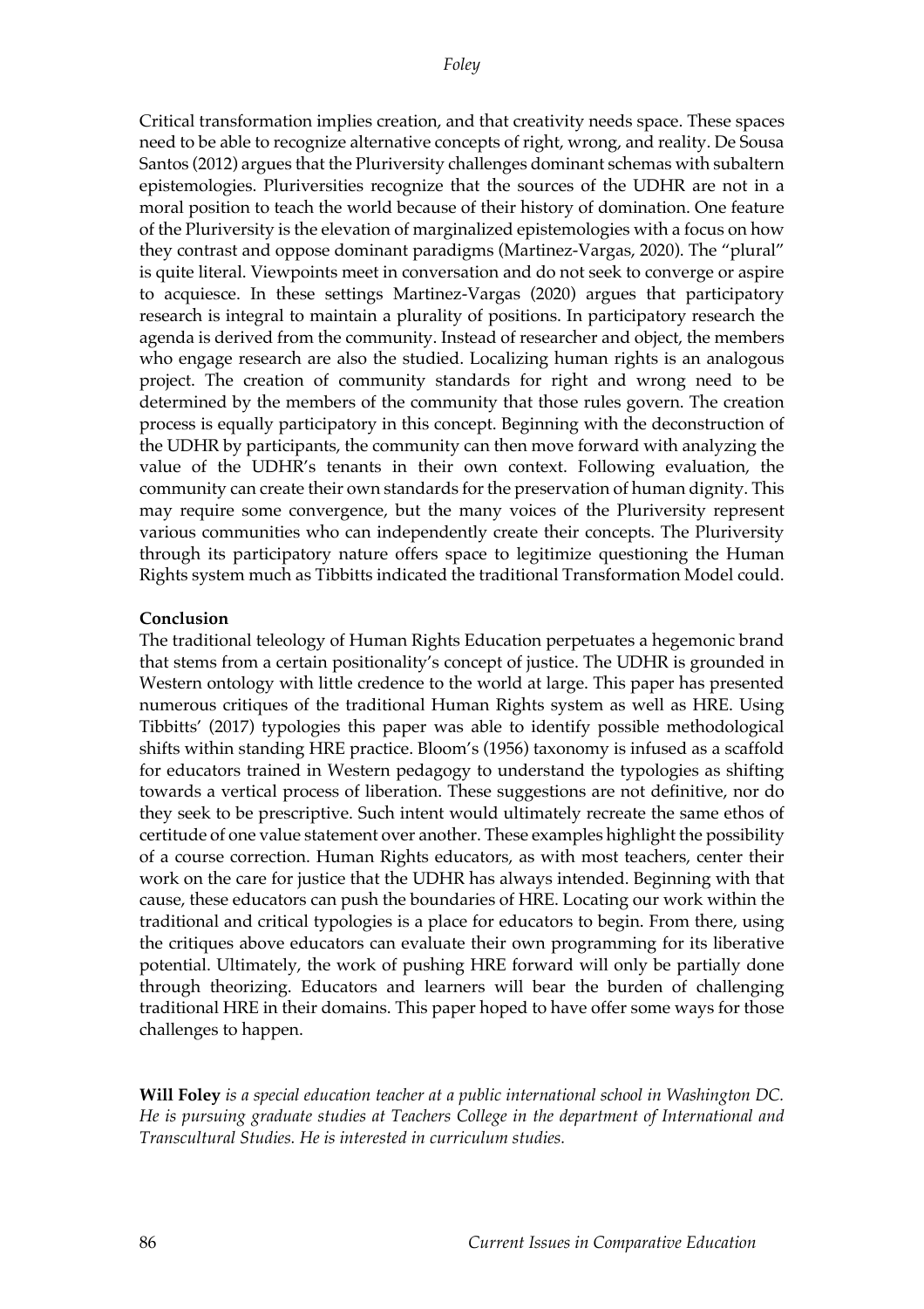Critical transformation implies creation, and that creativity needs space. These spaces need to be able to recognize alternative concepts of right, wrong, and reality. De Sousa Santos (2012) argues that the Pluriversity challenges dominant schemas with subaltern epistemologies. Pluriversities recognize that the sources of the UDHR are not in a moral position to teach the world because of their history of domination. One feature of the Pluriversity is the elevation of marginalized epistemologies with a focus on how they contrast and oppose dominant paradigms (Martinez-Vargas, 2020). The "plural" is quite literal. Viewpoints meet in conversation and do not seek to converge or aspire to acquiesce. In these settings Martinez-Vargas (2020) argues that participatory research is integral to maintain a plurality of positions. In participatory research the agenda is derived from the community. Instead of researcher and object, the members who engage research are also the studied. Localizing human rights is an analogous project. The creation of community standards for right and wrong need to be determined by the members of the community that those rules govern. The creation process is equally participatory in this concept. Beginning with the deconstruction of the UDHR by participants, the community can then move forward with analyzing the value of the UDHR's tenants in their own context. Following evaluation, the community can create their own standards for the preservation of human dignity. This may require some convergence, but the many voices of the Pluriversity represent various communities who can independently create their concepts. The Pluriversity through its participatory nature offers space to legitimize questioning the Human Rights system much as Tibbitts indicated the traditional Transformation Model could.

**Conclusion**

The traditional teleology of Human Rights Education perpetuates a hegemonic brand that stems from a certain positionality's concept of justice. The UDHR is grounded in Western ontology with little credence to the world at large. This paper has presented numerous critiques of the traditional Human Rights system as well as HRE. Using Tibbitts' (2017) typologies this paper was able to identify possible methodological shifts within standing HRE practice. Bloom's (1956) taxonomy is infused as a scaffold for educators trained in Western pedagogy to understand the typologies as shifting towards a vertical process of liberation. These suggestions are not definitive, nor do they seek to be prescriptive. Such intent would ultimately recreate the same ethos of certitude of one value statement over another. These examples highlight the possibility of a course correction. Human Rights educators, as with most teachers, center their work on the care for justice that the UDHR has always intended. Beginning with that cause, these educators can push the boundaries of HRE. Locating our work within the traditional and critical typologies is a place for educators to begin. From there, using the critiques above educators can evaluate their own programming for its liberative potential. Ultimately, the work of pushing HRE forward will only be partially done through theorizing. Educators and learners will bear the burden of challenging traditional HRE in their domains. This paper hoped to have offer some ways for those challenges to happen.

**Will Foley** *is a special education teacher at a public international school in Washington DC. He is pursuing graduate studies at Teachers College in the department of International and Transcultural Studies. He is interested in curriculum studies.*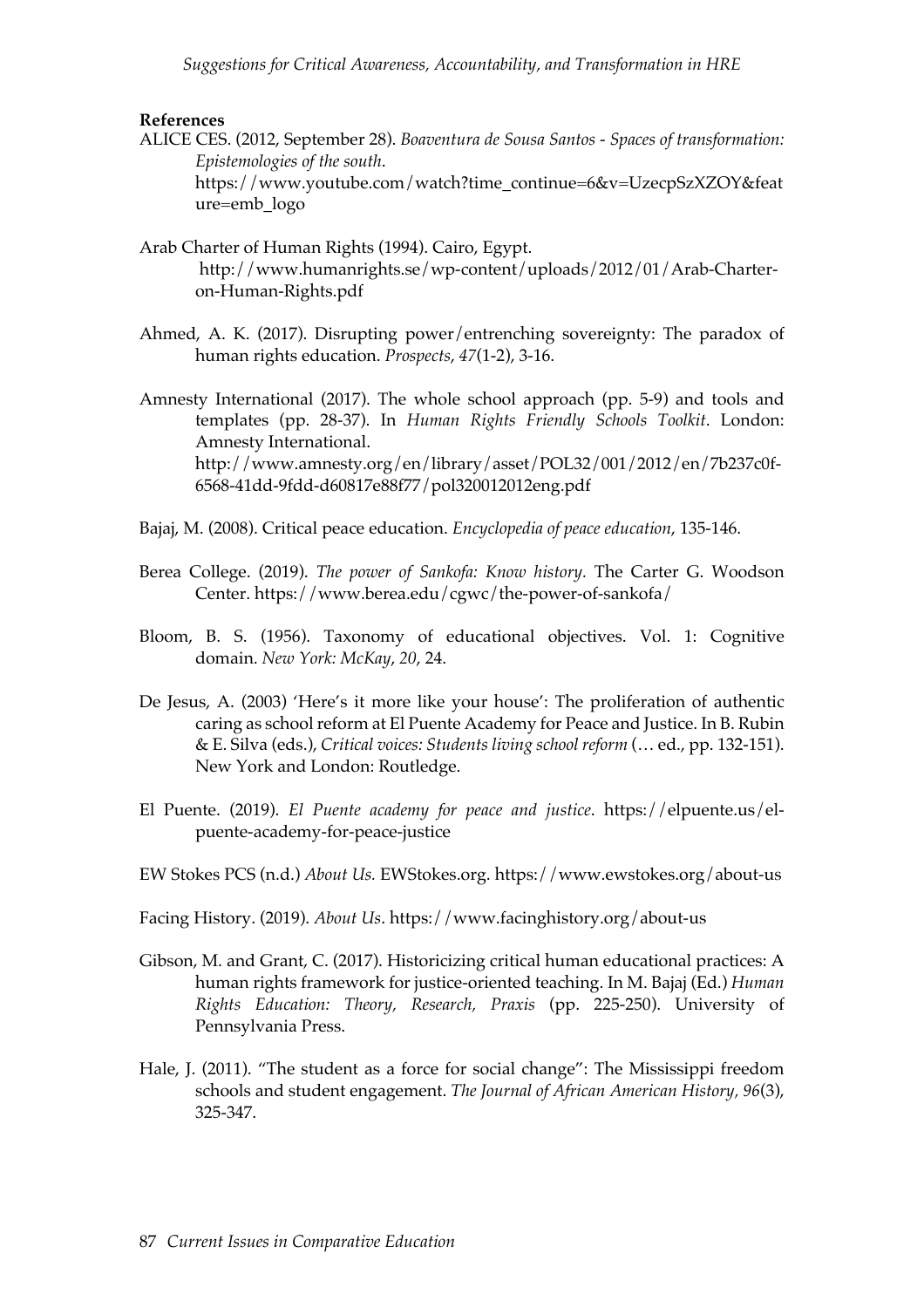**References**

ALICE CES. (2012, September 28). *Boaventura de Sousa Santos - Spaces of transformation: Epistemologies of the south*. https://www.youtube.com/watch?time_continue=6&v=UzecpSzXZOY&feature=emb_logo

Arab Charter of Human Rights (1994). Cairo, Egypt. http://www.humanrights.se/wp-content/uploads/2012/01/Arab-Charter-on-Human-Rights.pdf

Ahmed, A. K. (2017). Disrupting power/entrenching sovereignty: The paradox of human rights education. *Prospects*, *47*(1-2), 3-16.

Amnesty International (2017). The whole school approach (pp. 5-9) and tools and templates (pp. 28-37). In *Human Rights Friendly Schools Toolkit*. London: Amnesty International. http://www.amnesty.org/en/library/asset/POL32/001/2012/en/7b237c0f-6568-41dd-9fdd-d60817e88f77/pol320012012eng.pdf

Bajaj, M. (2008). Critical peace education. *Encyclopedia of peace education*, 135-146.

Berea College. (2019). *The power of Sankofa: Know history*. The Carter G. Woodson Center. https://www.berea.edu/cgwc/the-power-of-sankofa/

Bloom, B. S. (1956). Taxonomy of educational objectives. Vol. 1: Cognitive domain. *New York: McKay*, *20*, 24.

De Jesus, A. (2003) 'Here's it more like your house': The proliferation of authentic caring as school reform at El Puente Academy for Peace and Justice. In B. Rubin & E. Silva (eds.), *Critical voices: Students living school reform* (… ed., pp. 132-151). New York and London: Routledge.

El Puente. (2019). *El Puente academy for peace and justice*. https://elpuente.us/el-puente-academy-for-peace-justice

EW Stokes PCS (n.d.) *About Us.* EWStokes.org. https://www.ewstokes.org/about-us

Facing History. (2019). *About Us*. https://www.facinghistory.org/about-us

Gibson, M. and Grant, C. (2017). Historicizing critical human educational practices: A human rights framework for justice-oriented teaching. In M. Bajaj (Ed.) *Human Rights Education: Theory, Research, Praxis* (pp. 225-250). University of Pennsylvania Press.

Hale, J. (2011). "The student as a force for social change": The Mississippi freedom schools and student engagement. *The Journal of African American History*, *96*(3), 325-347.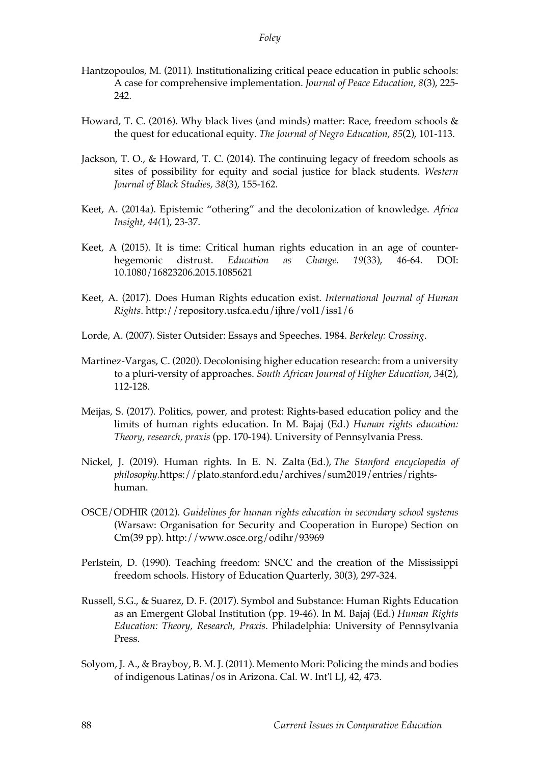Hantzopoulos, M. (2011). Institutionalizing critical peace education in public schools: A case for comprehensive implementation. *Journal of Peace Education*, *8*(3), 225-242.

Howard, T. C. (2016). Why black lives (and minds) matter: Race, freedom schools & the quest for educational equity. *The Journal of Negro Education, 85*(2), 101-113.

Jackson, T. O., & Howard, T. C. (2014). The continuing legacy of freedom schools as sites of possibility for equity and social justice for black students. *Western Journal of Black Studies, 38*(3), 155-162.

Keet, A. (2014a). Epistemic "othering" and the decolonization of knowledge. *Africa Insight*, *44(*1), 23-37.

Keet, A (2015). It is time: Critical human rights education in an age of counter-hegemonic distrust. *Education as Change. 19*(33), 46-64. DOI: 10.1080/16823206.2015.1085621

Keet, A. (2017). Does Human Rights education exist. *International Journal of Human Rights*. http://repository.usfca.edu/ijhre/vol1/iss1/6

Lorde, A. (2007). Sister Outsider: Essays and Speeches. 1984. *Berkeley: Crossing*.

Martinez-Vargas, C. (2020). Decolonising higher education research: from a university to a pluri-versity of approaches. *South African Journal of Higher Education*, *34*(2), 112-128.

Meijas, S. (2017). Politics, power, and protest: Rights-based education policy and the limits of human rights education. In M. Bajaj (Ed.) *Human rights education: Theory, research, praxis* (pp. 170-194). University of Pennsylvania Press.

Nickel, J. (2019). Human rights. In E. N. Zalta (Ed.), *The Stanford encyclopedia of philosophy*.https://plato.stanford.edu/archives/sum2019/entries/rights-human.

OSCE/ODHIR (2012). *Guidelines for human rights education in secondary school systems* (Warsaw: Organisation for Security and Cooperation in Europe) Section on Cm(39 pp). http://www.osce.org/odihr/93969

Perlstein, D. (1990). Teaching freedom: SNCC and the creation of the Mississippi freedom schools. History of Education Quarterly, 30(3), 297-324.

Russell, S.G., & Suarez, D. F. (2017). Symbol and Substance: Human Rights Education as an Emergent Global Institution (pp. 19-46). In M. Bajaj (Ed.) *Human Rights Education: Theory, Research, Praxis*. Philadelphia: University of Pennsylvania Press.

Solyom, J. A., & Brayboy, B. M. J. (2011). Memento Mori: Policing the minds and bodies of indigenous Latinas/os in Arizona. Cal. W. Int'l LJ, 42, 473.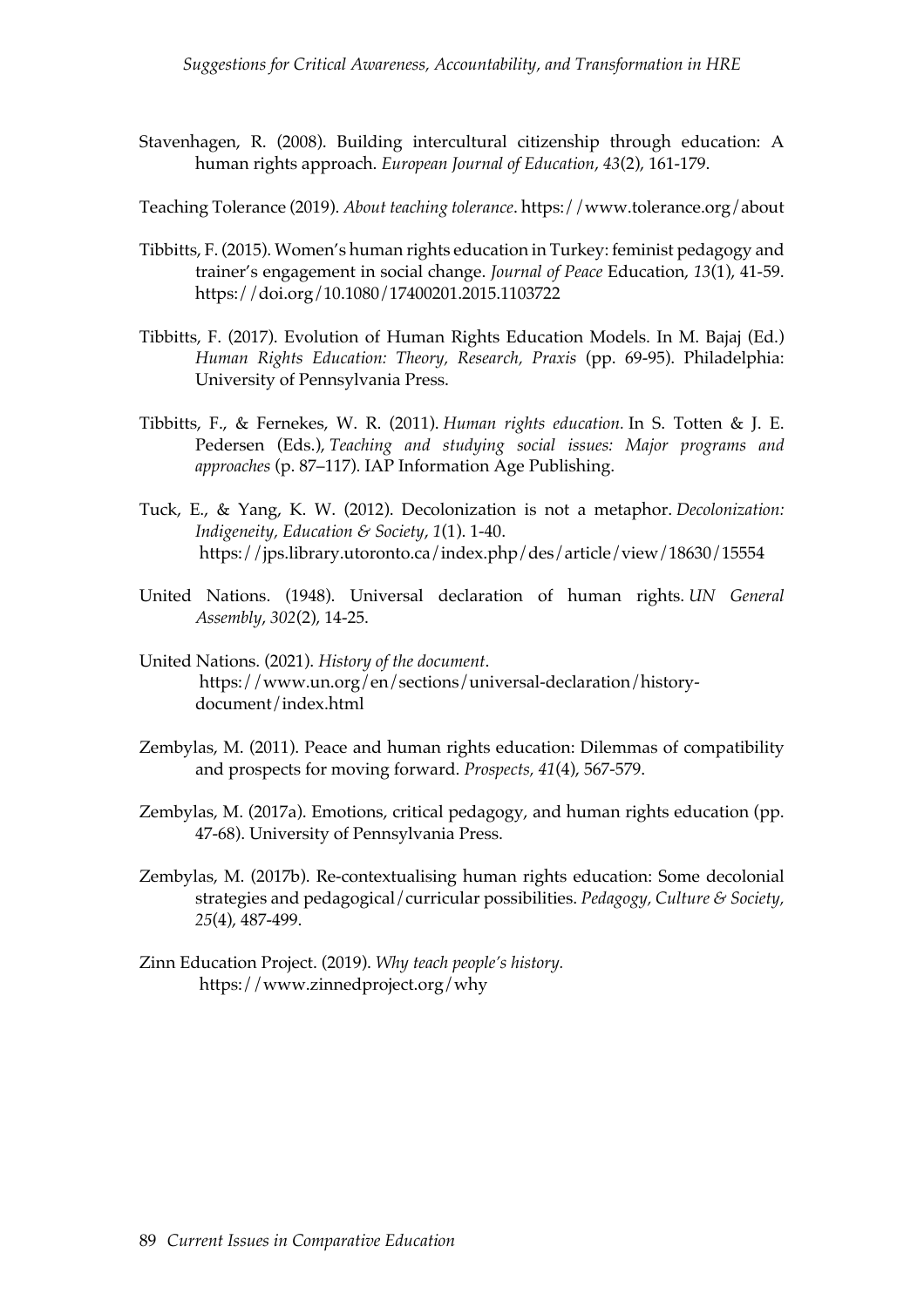Stavenhagen, R. (2008). Building intercultural citizenship through education: A human rights approach. *European Journal of Education*, *43*(2), 161-179.

Teaching Tolerance (2019). *About teaching tolerance*. https://www.tolerance.org/about

Tibbitts, F. (2015). Women's human rights education in Turkey: feminist pedagogy and trainer's engagement in social change. *Journal of Peace* Education, *13*(1), 41-59. https://doi.org/10.1080/17400201.2015.1103722

Tibbitts, F. (2017). Evolution of Human Rights Education Models. In M. Bajaj (Ed.) *Human Rights Education: Theory, Research, Praxis* (pp. 69-95). Philadelphia: University of Pennsylvania Press.

Tibbitts, F., & Fernekes, W. R. (2011). *Human rights education*. In S. Totten & J. E. Pedersen (Eds.), *Teaching and studying social issues: Major programs and approaches* (p. 87–117). IAP Information Age Publishing.

Tuck, E., & Yang, K. W. (2012). Decolonization is not a metaphor. *Decolonization: Indigeneity, Education & Society*, *1*(1). 1-40. https://jps.library.utoronto.ca/index.php/des/article/view/18630/15554

United Nations. (1948). Universal declaration of human rights. *UN General Assembly*, *302*(2), 14-25.

United Nations. (2021). *History of the document*. https://www.un.org/en/sections/universal-declaration/history-document/index.html

Zembylas, M. (2011). Peace and human rights education: Dilemmas of compatibility and prospects for moving forward. *Prospects*, *41*(4), 567-579.

Zembylas, M. (2017a). Emotions, critical pedagogy, and human rights education (pp. 47-68). University of Pennsylvania Press.

Zembylas, M. (2017b). Re-contextualising human rights education: Some decolonial strategies and pedagogical/curricular possibilities. *Pedagogy, Culture & Society, 25*(4), 487-499.

Zinn Education Project. (2019). *Why teach people's history.* https://www.zinnedproject.org/why